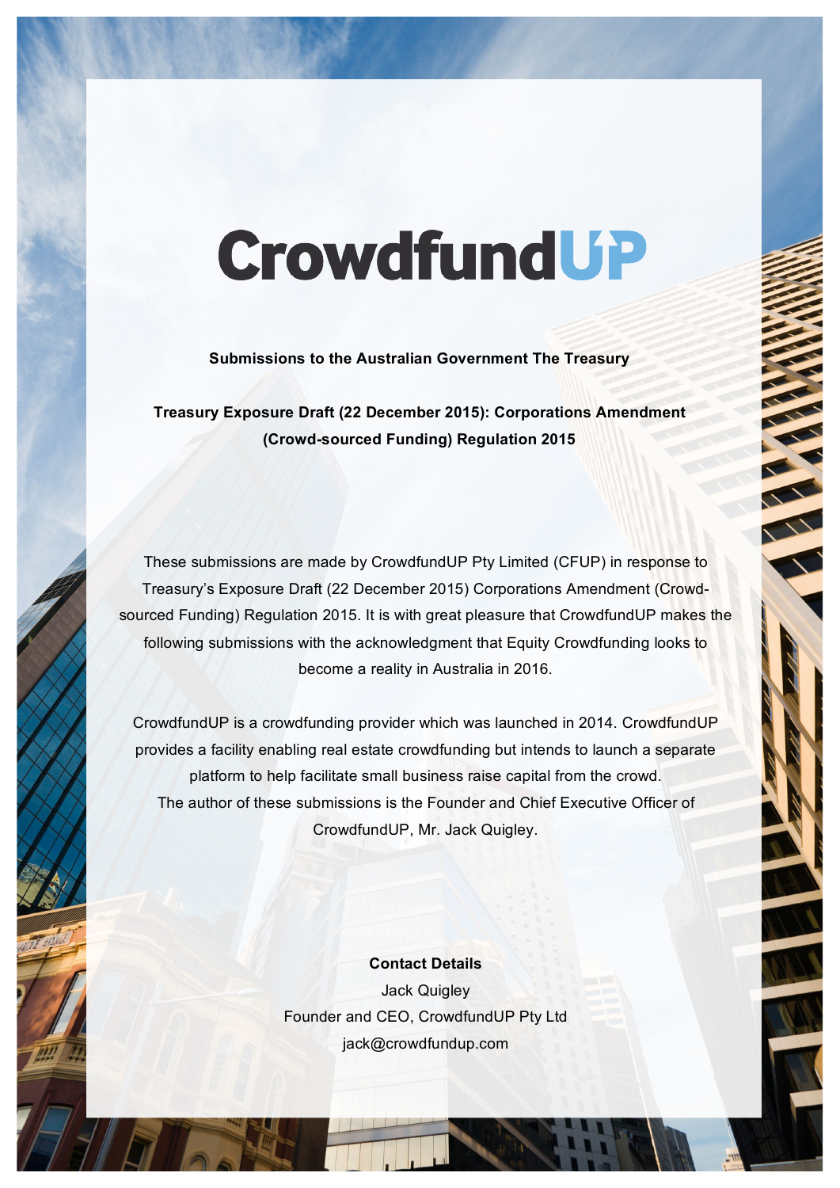# CrowdfundUP

**Submissions to the Australian Government The Treasury**

**Treasury Exposure Draft (22 December 2015): Corporations Amendment (Crowd-sourced Funding) Regulation 2015**

These submissions are made by CrowdfundUP Pty Limited (CFUP) in response to Treasury's Exposure Draft (22 December 2015) Corporations Amendment (Crowd-sourced Funding) Regulation 2015. It is with great pleasure that CrowdfundUP makes the following submissions with the acknowledgment that Equity Crowdfunding looks to become a reality in Australia in 2016.

CrowdfundUP is a crowdfunding provider which was launched in 2014. CrowdfundUP provides a facility enabling real estate crowdfunding but intends to launch a separate platform to help facilitate small business raise capital from the crowd.
The author of these submissions is the Founder and Chief Executive Officer of CrowdfundUP, Mr. Jack Quigley.

**Contact Details**

Jack Quigley
Founder and CEO, CrowdfundUP Pty Ltd
jack@crowdfundup.com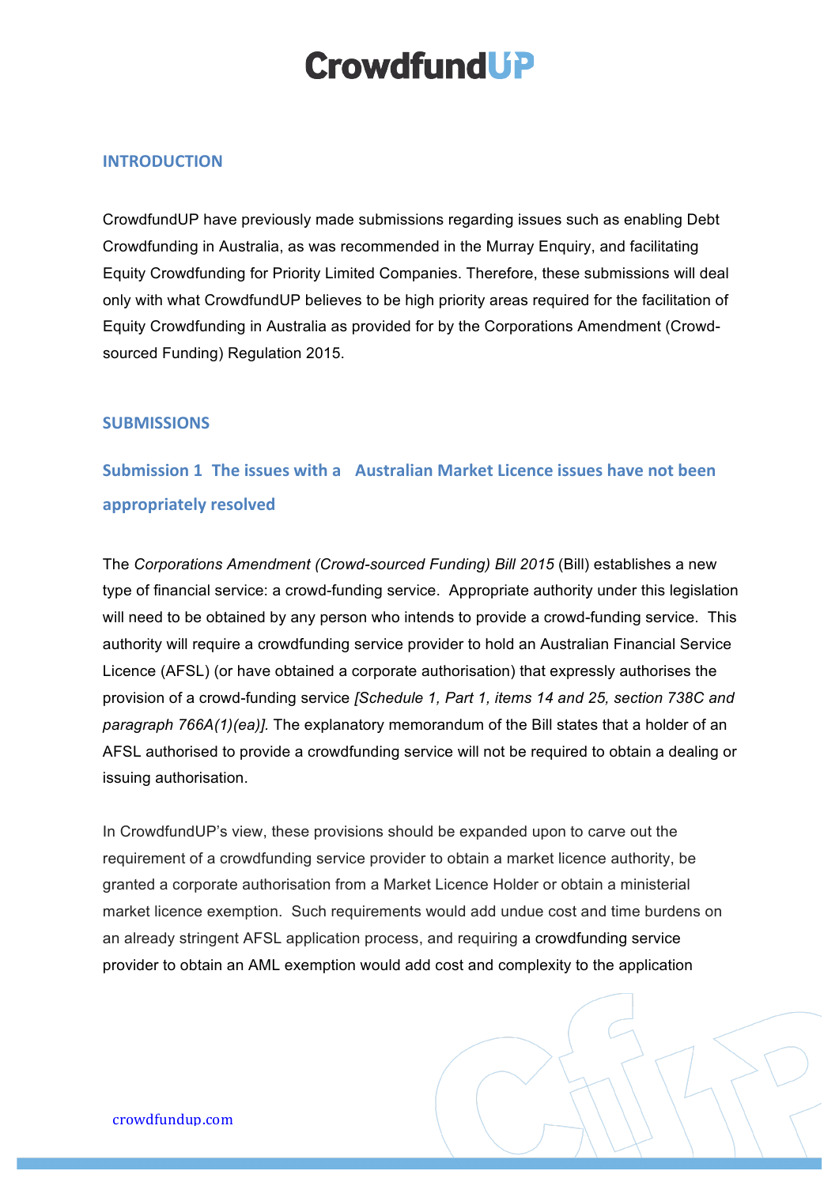## INTRODUCTION

CrowdfundUP have previously made submissions regarding issues such as enabling Debt Crowdfunding in Australia, as was recommended in the Murray Enquiry, and facilitating Equity Crowdfunding for Priority Limited Companies. Therefore, these submissions will deal only with what CrowdfundUP believes to be high priority areas required for the facilitation of Equity Crowdfunding in Australia as provided for by the Corporations Amendment (Crowd-sourced Funding) Regulation 2015.

## SUBMISSIONS

### Submission 1 The issues with a Australian Market Licence issues have not been appropriately resolved

The *Corporations Amendment (Crowd-sourced Funding) Bill 2015* (Bill) establishes a new type of financial service: a crowd-funding service. Appropriate authority under this legislation will need to be obtained by any person who intends to provide a crowd-funding service. This authority will require a crowdfunding service provider to hold an Australian Financial Service Licence (AFSL) (or have obtained a corporate authorisation) that expressly authorises the provision of a crowd-funding service *[Schedule 1, Part 1, items 14 and 25, section 738C and paragraph 766A(1)(ea)]*. The explanatory memorandum of the Bill states that a holder of an AFSL authorised to provide a crowdfunding service will not be required to obtain a dealing or issuing authorisation.

In CrowdfundUP's view, these provisions should be expanded upon to carve out the requirement of a crowdfunding service provider to obtain a market licence authority, be granted a corporate authorisation from a Market Licence Holder or obtain a ministerial market licence exemption. Such requirements would add undue cost and time burdens on an already stringent AFSL application process, and requiring a crowdfunding service provider to obtain an AML exemption would add cost and complexity to the application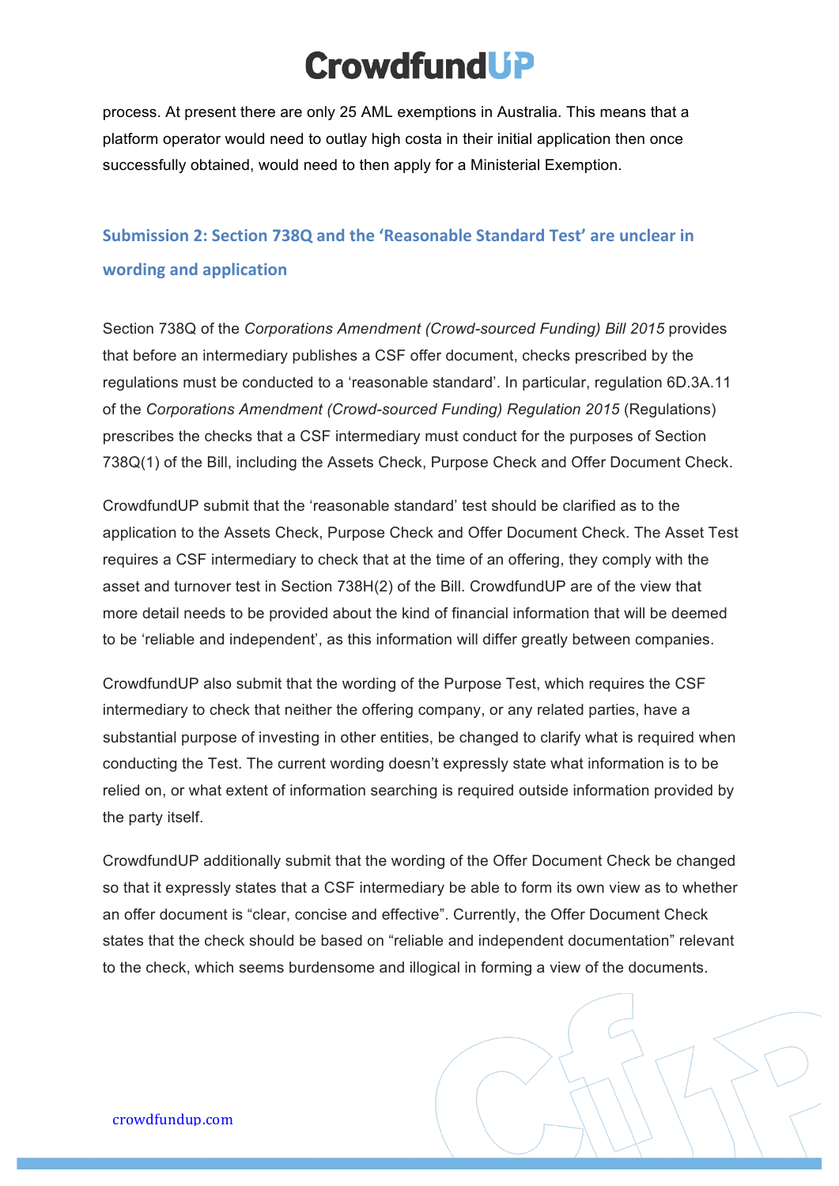process. At present there are only 25 AML exemptions in Australia. This means that a platform operator would need to outlay high costa in their initial application then once successfully obtained, would need to then apply for a Ministerial Exemption.

## Submission 2: Section 738Q and the 'Reasonable Standard Test' are unclear in wording and application

Section 738Q of the *Corporations Amendment (Crowd-sourced Funding) Bill 2015* provides that before an intermediary publishes a CSF offer document, checks prescribed by the regulations must be conducted to a 'reasonable standard'. In particular, regulation 6D.3A.11 of the *Corporations Amendment (Crowd-sourced Funding) Regulation 2015* (Regulations) prescribes the checks that a CSF intermediary must conduct for the purposes of Section 738Q(1) of the Bill, including the Assets Check, Purpose Check and Offer Document Check.

CrowdfundUP submit that the 'reasonable standard' test should be clarified as to the application to the Assets Check, Purpose Check and Offer Document Check. The Asset Test requires a CSF intermediary to check that at the time of an offering, they comply with the asset and turnover test in Section 738H(2) of the Bill. CrowdfundUP are of the view that more detail needs to be provided about the kind of financial information that will be deemed to be 'reliable and independent', as this information will differ greatly between companies.

CrowdfundUP also submit that the wording of the Purpose Test, which requires the CSF intermediary to check that neither the offering company, or any related parties, have a substantial purpose of investing in other entities, be changed to clarify what is required when conducting the Test. The current wording doesn't expressly state what information is to be relied on, or what extent of information searching is required outside information provided by the party itself.

CrowdfundUP additionally submit that the wording of the Offer Document Check be changed so that it expressly states that a CSF intermediary be able to form its own view as to whether an offer document is "clear, concise and effective". Currently, the Offer Document Check states that the check should be based on "reliable and independent documentation" relevant to the check, which seems burdensome and illogical in forming a view of the documents.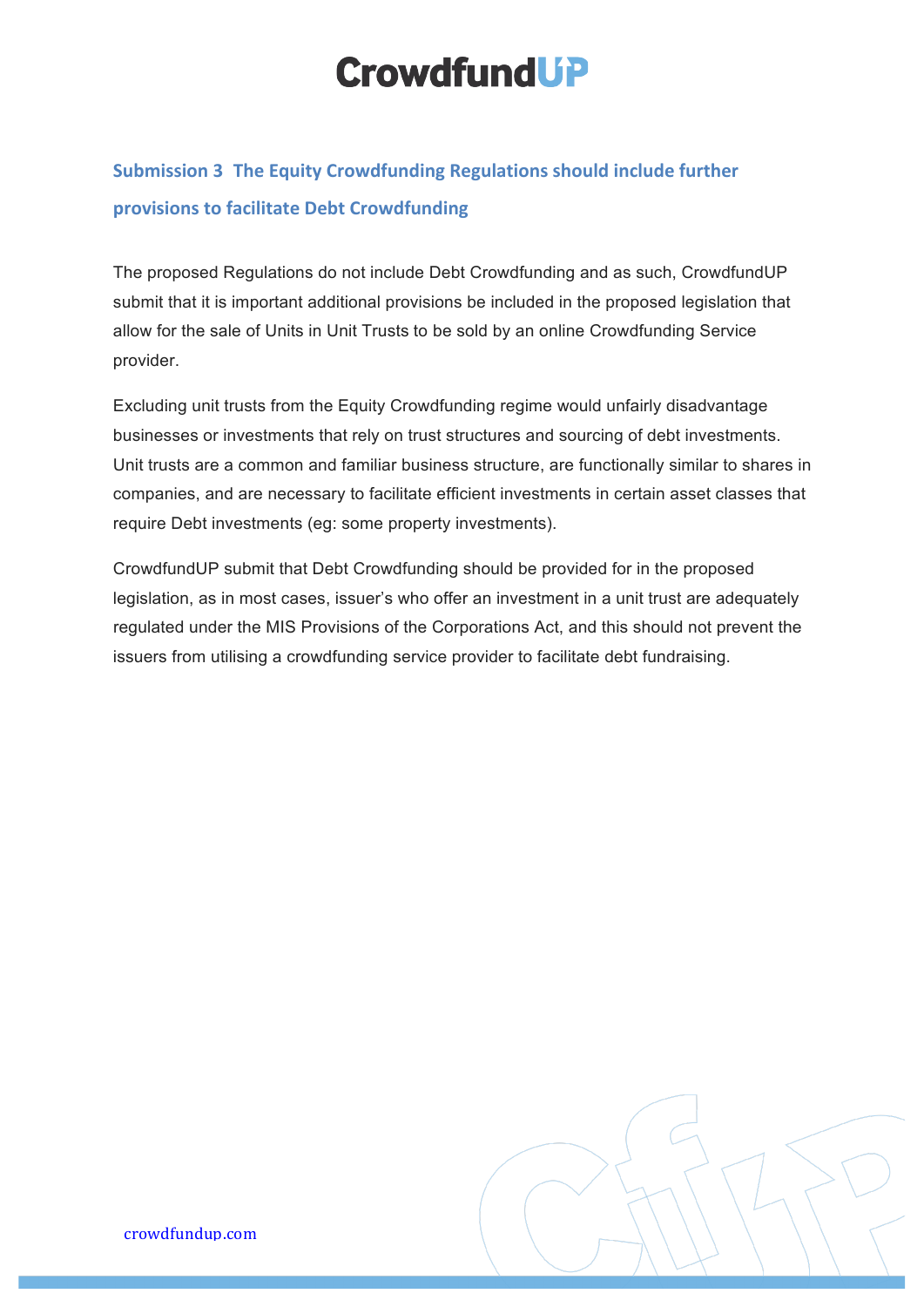## Submission 3 The Equity Crowdfunding Regulations should include further provisions to facilitate Debt Crowdfunding

The proposed Regulations do not include Debt Crowdfunding and as such, CrowdfundUP submit that it is important additional provisions be included in the proposed legislation that allow for the sale of Units in Unit Trusts to be sold by an online Crowdfunding Service provider.

Excluding unit trusts from the Equity Crowdfunding regime would unfairly disadvantage businesses or investments that rely on trust structures and sourcing of debt investments. Unit trusts are a common and familiar business structure, are functionally similar to shares in companies, and are necessary to facilitate efficient investments in certain asset classes that require Debt investments (eg: some property investments).

CrowdfundUP submit that Debt Crowdfunding should be provided for in the proposed legislation, as in most cases, issuer's who offer an investment in a unit trust are adequately regulated under the MIS Provisions of the Corporations Act, and this should not prevent the issuers from utilising a crowdfunding service provider to facilitate debt fundraising.